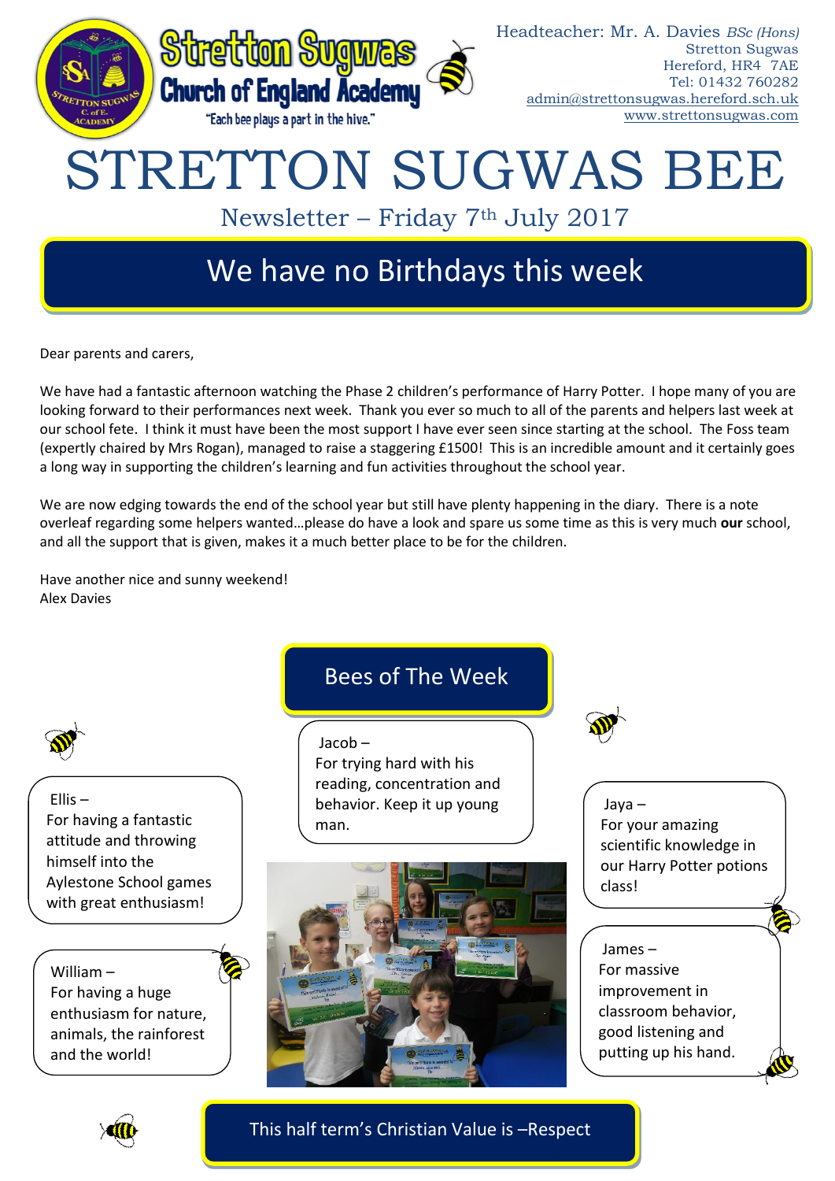Stretton Sugwas Church of England Academy

"Each bee plays a part in the hive."

Headteacher: Mr. A. Davies *BSc (Hons)*
Stretton Sugwas
Hereford, HR4 7AE
Tel: 01432 760282
admin@strettonsugwas.hereford.sch.uk
www.strettonsugwas.com

# STRETTON SUGWAS BEE

Newsletter – Friday 7th July 2017

## We have no Birthdays this week

Dear parents and carers,

We have had a fantastic afternoon watching the Phase 2 children's performance of Harry Potter. I hope many of you are looking forward to their performances next week. Thank you ever so much to all of the parents and helpers last week at our school fete. I think it must have been the most support I have ever seen since starting at the school. The Foss team (expertly chaired by Mrs Rogan), managed to raise a staggering £1500! This is an incredible amount and it certainly goes a long way in supporting the children's learning and fun activities throughout the school year.

We are now edging towards the end of the school year but still have plenty happening in the diary. There is a note overleaf regarding some helpers wanted…please do have a look and spare us some time as this is very much **our** school, and all the support that is given, makes it a much better place to be for the children.

Have another nice and sunny weekend!
Alex Davies

## Bees of The Week

Jacob – For trying hard with his reading, concentration and behavior. Keep it up young man.

Ellis – For having a fantastic attitude and throwing himself into the Aylestone School games with great enthusiasm!

Jaya – For your amazing scientific knowledge in our Harry Potter potions class!

William – For having a huge enthusiasm for nature, animals, the rainforest and the world!

James – For massive improvement in classroom behavior, good listening and putting up his hand.

## This half term's Christian Value is –Respect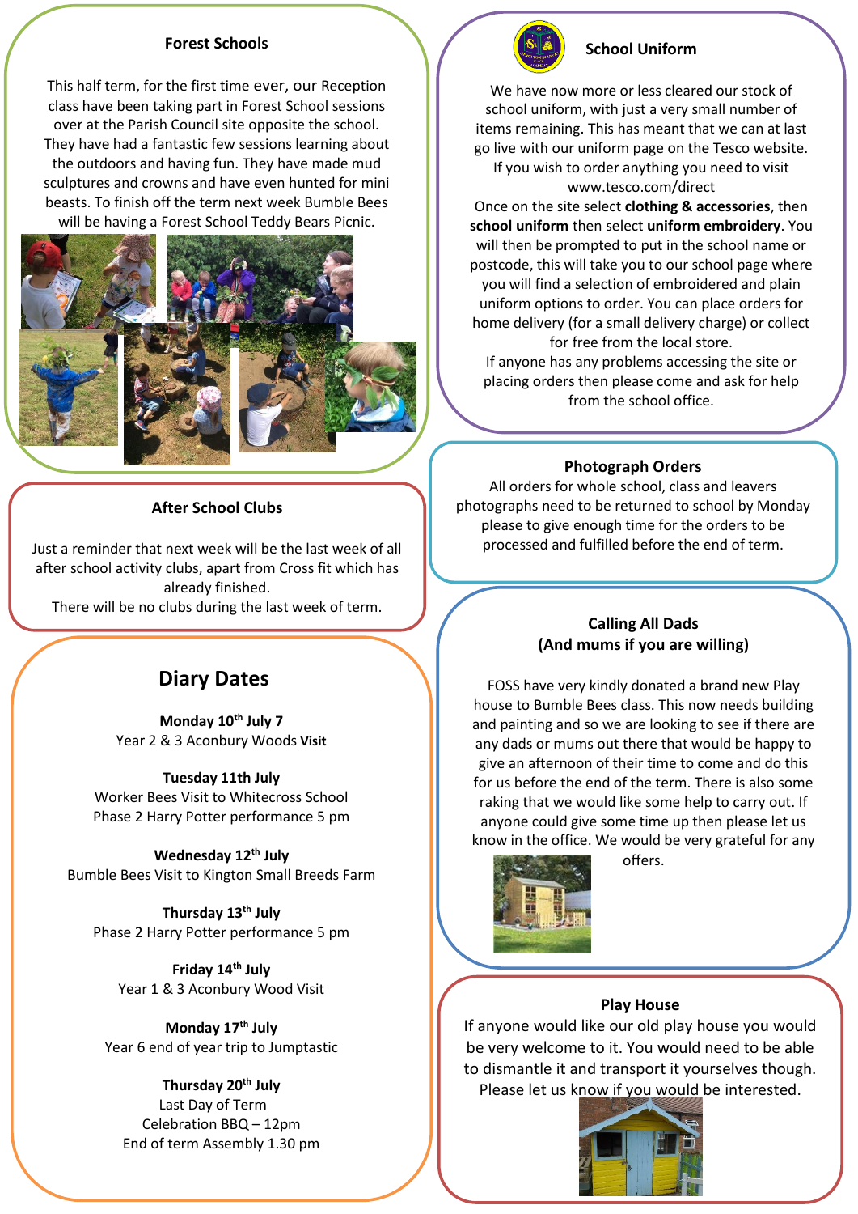### Forest Schools

This half term, for the first time ever, our Reception class have been taking part in Forest School sessions over at the Parish Council site opposite the school. They have had a fantastic few sessions learning about the outdoors and having fun. They have made mud sculptures and crowns and have even hunted for mini beasts. To finish off the term next week Bumble Bees will be having a Forest School Teddy Bears Picnic.

### School Uniform

We have now more or less cleared our stock of school uniform, with just a very small number of items remaining. This has meant that we can at last go live with our uniform page on the Tesco website. If you wish to order anything you need to visit www.tesco.com/direct

Once on the site select **clothing & accessories**, then **school uniform** then select **uniform embroidery**. You will then be prompted to put in the school name or postcode, this will take you to our school page where you will find a selection of embroidered and plain uniform options to order. You can place orders for home delivery (for a small delivery charge) or collect for free from the local store.

If anyone has any problems accessing the site or placing orders then please come and ask for help from the school office.

### After School Clubs

Just a reminder that next week will be the last week of all after school activity clubs, apart from Cross fit which has already finished.

There will be no clubs during the last week of term.

### Photograph Orders

All orders for whole school, class and leavers photographs need to be returned to school by Monday please to give enough time for the orders to be processed and fulfilled before the end of term.

## Diary Dates

**Monday 10th July 7**
Year 2 & 3 Aconbury Woods **Visit**

**Tuesday 11th July**
Worker Bees Visit to Whitecross School
Phase 2 Harry Potter performance 5 pm

**Wednesday 12th July**
Bumble Bees Visit to Kington Small Breeds Farm

**Thursday 13th July**
Phase 2 Harry Potter performance 5 pm

**Friday 14th July**
Year 1 & 3 Aconbury Wood Visit

**Monday 17th July**
Year 6 end of year trip to Jumptastic

**Thursday 20th July**
Last Day of Term
Celebration BBQ – 12pm
End of term Assembly 1.30 pm

### Calling All Dads
### (And mums if you are willing)

FOSS have very kindly donated a brand new Play house to Bumble Bees class. This now needs building and painting and so we are looking to see if there are any dads or mums out there that would be happy to give an afternoon of their time to come and do this for us before the end of the term. There is also some raking that we would like some help to carry out. If anyone could give some time up then please let us know in the office. We would be very grateful for any offers.

### Play House

If anyone would like our old play house you would be very welcome to it. You would need to be able to dismantle it and transport it yourselves though. Please let us know if you would be interested.